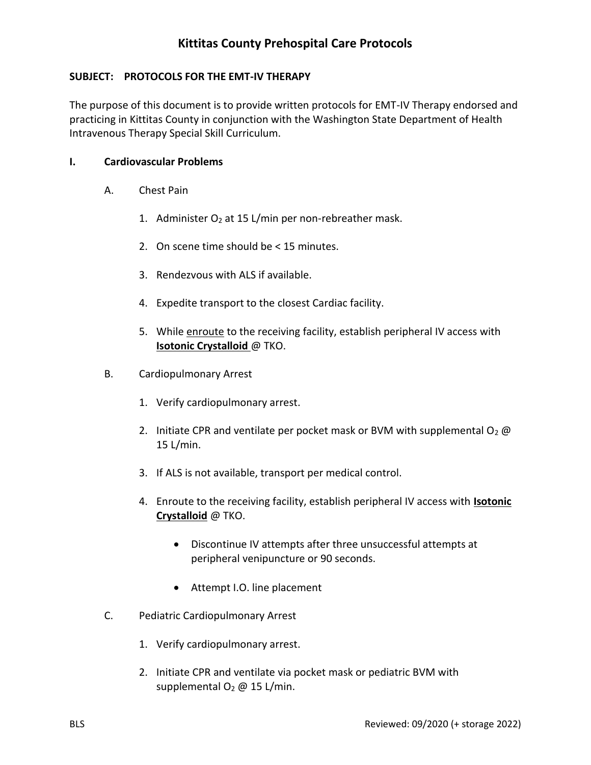# Kittitas County Prehospital Care Protocols

**SUBJECT: PROTOCOLS FOR THE EMT-IV THERAPY**

The purpose of this document is to provide written protocols for EMT-IV Therapy endorsed and practicing in Kittitas County in conjunction with the Washington State Department of Health Intravenous Therapy Special Skill Curriculum.

## I. Cardiovascular Problems

### A. Chest Pain

1. Administer $O_2$ at 15 L/min per non-rebreather mask.
2. On scene time should be < 15 minutes.
3. Rendezvous with ALS if available.
4. Expedite transport to the closest Cardiac facility.
5. While enroute to the receiving facility, establish peripheral IV access with **Isotonic Crystalloid** @ TKO.

### B. Cardiopulmonary Arrest

1. Verify cardiopulmonary arrest.
2. Initiate CPR and ventilate per pocket mask or BVM with supplemental $O_2$ @ 15 L/min.
3. If ALS is not available, transport per medical control.
4. Enroute to the receiving facility, establish peripheral IV access with **Isotonic Crystalloid** @ TKO.
   - Discontinue IV attempts after three unsuccessful attempts at peripheral venipuncture or 90 seconds.
   - Attempt I.O. line placement

### C. Pediatric Cardiopulmonary Arrest

1. Verify cardiopulmonary arrest.
2. Initiate CPR and ventilate via pocket mask or pediatric BVM with supplemental $O_2$ @ 15 L/min.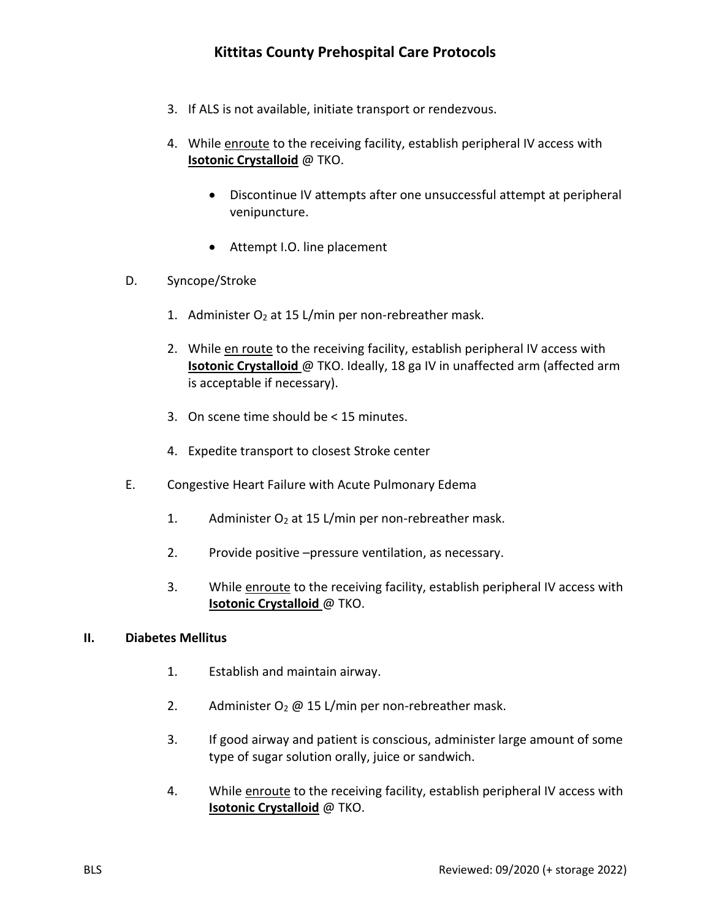3. If ALS is not available, initiate transport or rendezvous.

4. While enroute to the receiving facility, establish peripheral IV access with **Isotonic Crystalloid** @ TKO.

   - Discontinue IV attempts after one unsuccessful attempt at peripheral venipuncture.

   - Attempt I.O. line placement

D. Syncope/Stroke

1. Administer $O_2$ at 15 L/min per non-rebreather mask.

2. While en route to the receiving facility, establish peripheral IV access with **Isotonic Crystalloid** @ TKO. Ideally, 18 ga IV in unaffected arm (affected arm is acceptable if necessary).

3. On scene time should be < 15 minutes.

4. Expedite transport to closest Stroke center

E. Congestive Heart Failure with Acute Pulmonary Edema

1. Administer $O_2$ at 15 L/min per non-rebreather mask.

2. Provide positive –pressure ventilation, as necessary.

3. While enroute to the receiving facility, establish peripheral IV access with **Isotonic Crystalloid** @ TKO.

## II. Diabetes Mellitus

1. Establish and maintain airway.

2. Administer $O_2$ @ 15 L/min per non-rebreather mask.

3. If good airway and patient is conscious, administer large amount of some type of sugar solution orally, juice or sandwich.

4. While enroute to the receiving facility, establish peripheral IV access with **Isotonic Crystalloid** @ TKO.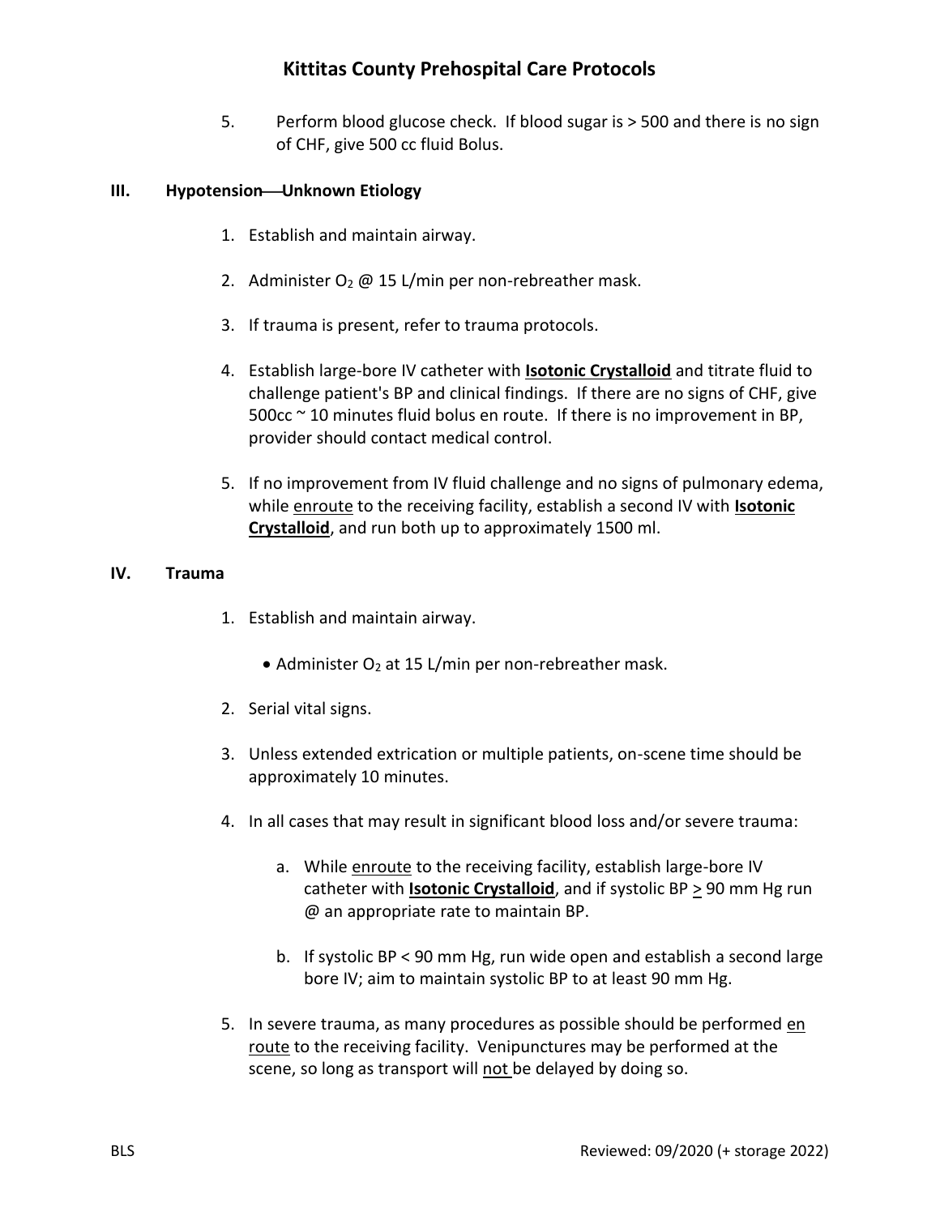5. Perform blood glucose check. If blood sugar is > 500 and there is no sign of CHF, give 500 cc fluid Bolus.

## III. Hypotension—Unknown Etiology

1. Establish and maintain airway.

2. Administer $O_2$ @ 15 L/min per non-rebreather mask.

3. If trauma is present, refer to trauma protocols.

4. Establish large-bore IV catheter with **<u>Isotonic Crystalloid</u>** and titrate fluid to challenge patient's BP and clinical findings. If there are no signs of CHF, give 500cc ~ 10 minutes fluid bolus en route. If there is no improvement in BP, provider should contact medical control.

5. If no improvement from IV fluid challenge and no signs of pulmonary edema, while <u>enroute</u> to the receiving facility, establish a second IV with **<u>Isotonic Crystalloid</u>**, and run both up to approximately 1500 ml.

## IV. Trauma

1. Establish and maintain airway.
   - Administer $O_2$ at 15 L/min per non-rebreather mask.

2. Serial vital signs.

3. Unless extended extrication or multiple patients, on-scene time should be approximately 10 minutes.

4. In all cases that may result in significant blood loss and/or severe trauma:

   a. While <u>enroute</u> to the receiving facility, establish large-bore IV catheter with **<u>Isotonic Crystalloid</u>**, and if systolic BP $\geq$ 90 mm Hg run @ an appropriate rate to maintain BP.

   b. If systolic BP < 90 mm Hg, run wide open and establish a second large bore IV; aim to maintain systolic BP to at least 90 mm Hg.

5. In severe trauma, as many procedures as possible should be performed <u>en route</u> to the receiving facility. Venipunctures may be performed at the scene, so long as transport will <u>not</u> be delayed by doing so.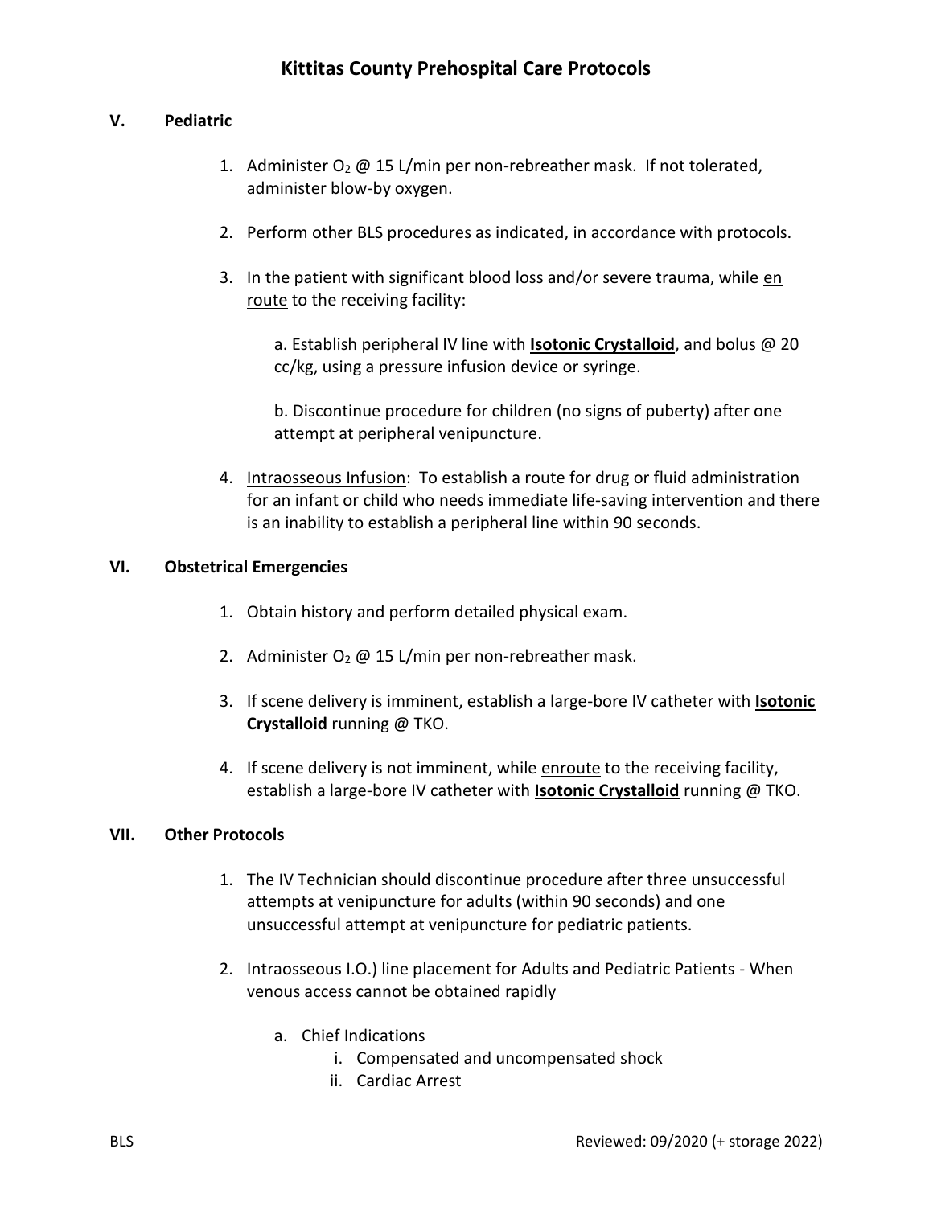# Kittitas County Prehospital Care Protocols

## V. Pediatric

1. Administer $O_2$ @ 15 L/min per non-rebreather mask. If not tolerated, administer blow-by oxygen.

2. Perform other BLS procedures as indicated, in accordance with protocols.

3. In the patient with significant blood loss and/or severe trauma, while <u>en route</u> to the receiving facility:

   a. Establish peripheral IV line with **<u>Isotonic Crystalloid</u>**, and bolus @ 20 cc/kg, using a pressure infusion device or syringe.

   b. Discontinue procedure for children (no signs of puberty) after one attempt at peripheral venipuncture.

4. <u>Intraosseous Infusion</u>: To establish a route for drug or fluid administration for an infant or child who needs immediate life-saving intervention and there is an inability to establish a peripheral line within 90 seconds.

## VI. Obstetrical Emergencies

1. Obtain history and perform detailed physical exam.

2. Administer $O_2$ @ 15 L/min per non-rebreather mask.

3. If scene delivery is imminent, establish a large-bore IV catheter with **<u>Isotonic Crystalloid</u>** running @ TKO.

4. If scene delivery is not imminent, while <u>enroute</u> to the receiving facility, establish a large-bore IV catheter with **<u>Isotonic Crystalloid</u>** running @ TKO.

## VII. Other Protocols

1. The IV Technician should discontinue procedure after three unsuccessful attempts at venipuncture for adults (within 90 seconds) and one unsuccessful attempt at venipuncture for pediatric patients.

2. Intraosseous I.O.) line placement for Adults and Pediatric Patients - When venous access cannot be obtained rapidly

   a. Chief Indications
      i. Compensated and uncompensated shock
      ii. Cardiac Arrest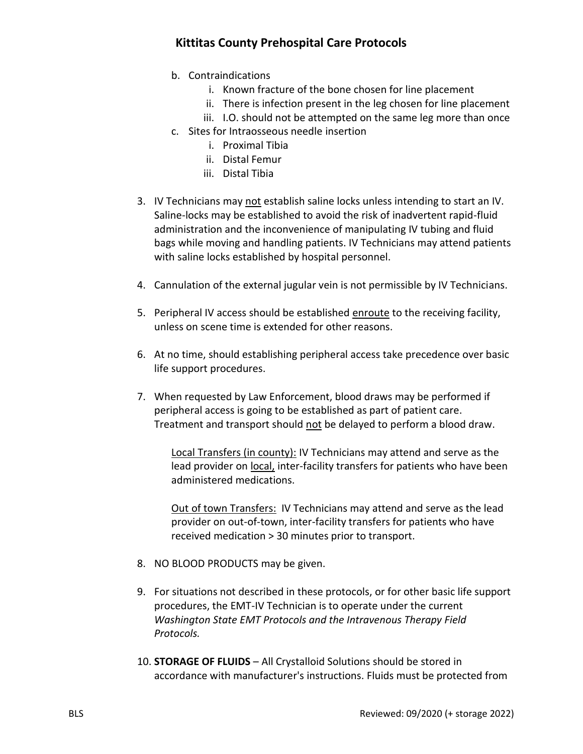b. Contraindications
    i. Known fracture of the bone chosen for line placement
    ii. There is infection present in the leg chosen for line placement
    iii. I.O. should not be attempted on the same leg more than once

c. Sites for Intraosseous needle insertion
    i. Proximal Tibia
    ii. Distal Femur
    iii. Distal Tibia

3. IV Technicians may <u>not</u> establish saline locks unless intending to start an IV. Saline-locks may be established to avoid the risk of inadvertent rapid-fluid administration and the inconvenience of manipulating IV tubing and fluid bags while moving and handling patients. IV Technicians may attend patients with saline locks established by hospital personnel.

4. Cannulation of the external jugular vein is not permissible by IV Technicians.

5. Peripheral IV access should be established <u>enroute</u> to the receiving facility, unless on scene time is extended for other reasons.

6. At no time, should establishing peripheral access take precedence over basic life support procedures.

7. When requested by Law Enforcement, blood draws may be performed if peripheral access is going to be established as part of patient care. Treatment and transport should <u>not</u> be delayed to perform a blood draw.

    <u>Local Transfers (in county):</u> IV Technicians may attend and serve as the lead provider on <u>local,</u> inter-facility transfers for patients who have been administered medications.

    <u>Out of town Transfers:</u> IV Technicians may attend and serve as the lead provider on out-of-town, inter-facility transfers for patients who have received medication > 30 minutes prior to transport.

8. NO BLOOD PRODUCTS may be given.

9. For situations not described in these protocols, or for other basic life support procedures, the EMT-IV Technician is to operate under the current *Washington State EMT Protocols and the Intravenous Therapy Field Protocols.*

10. **STORAGE OF FLUIDS** – All Crystalloid Solutions should be stored in accordance with manufacturer's instructions. Fluids must be protected from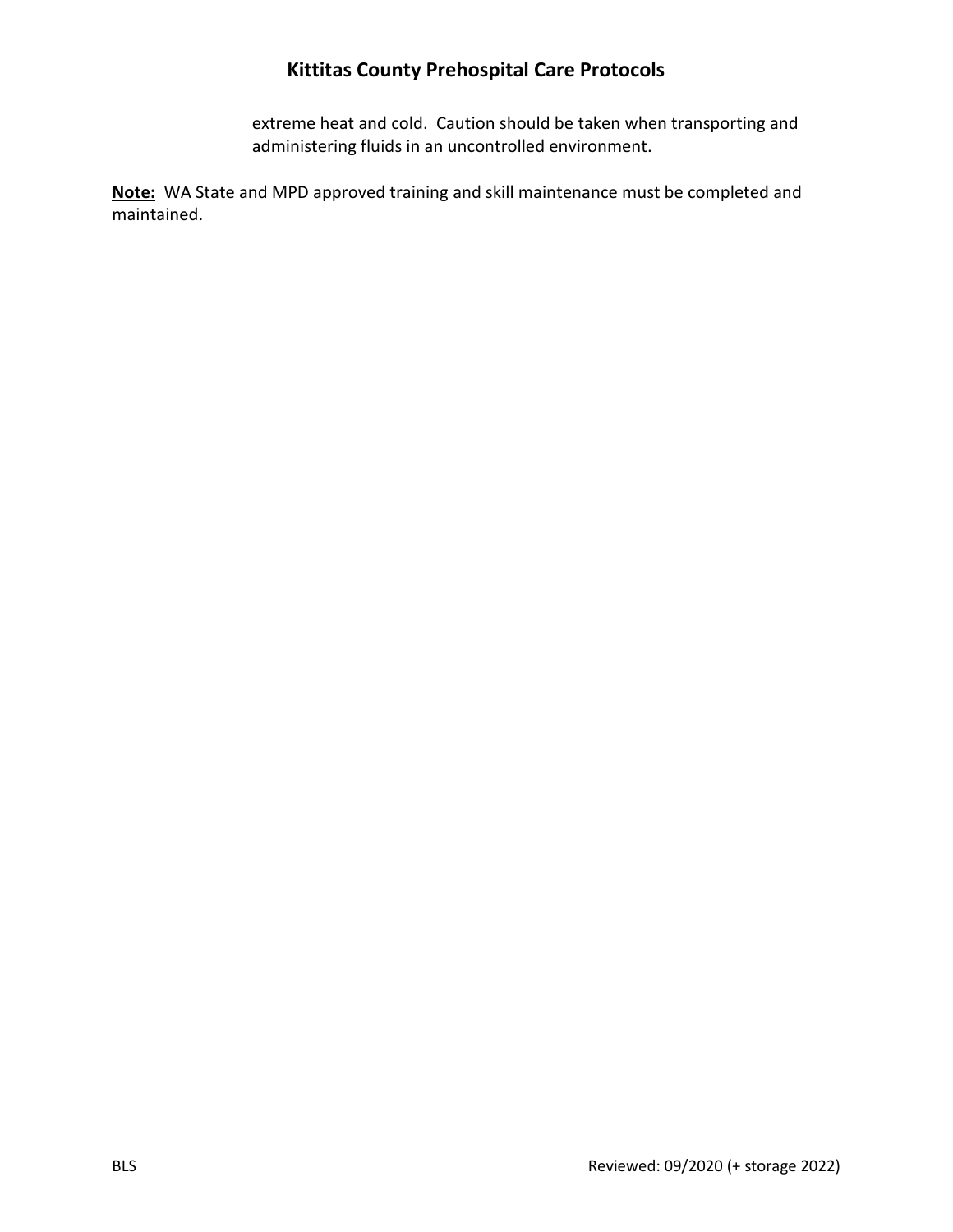extreme heat and cold. Caution should be taken when transporting and administering fluids in an uncontrolled environment.

**Note:** WA State and MPD approved training and skill maintenance must be completed and maintained.